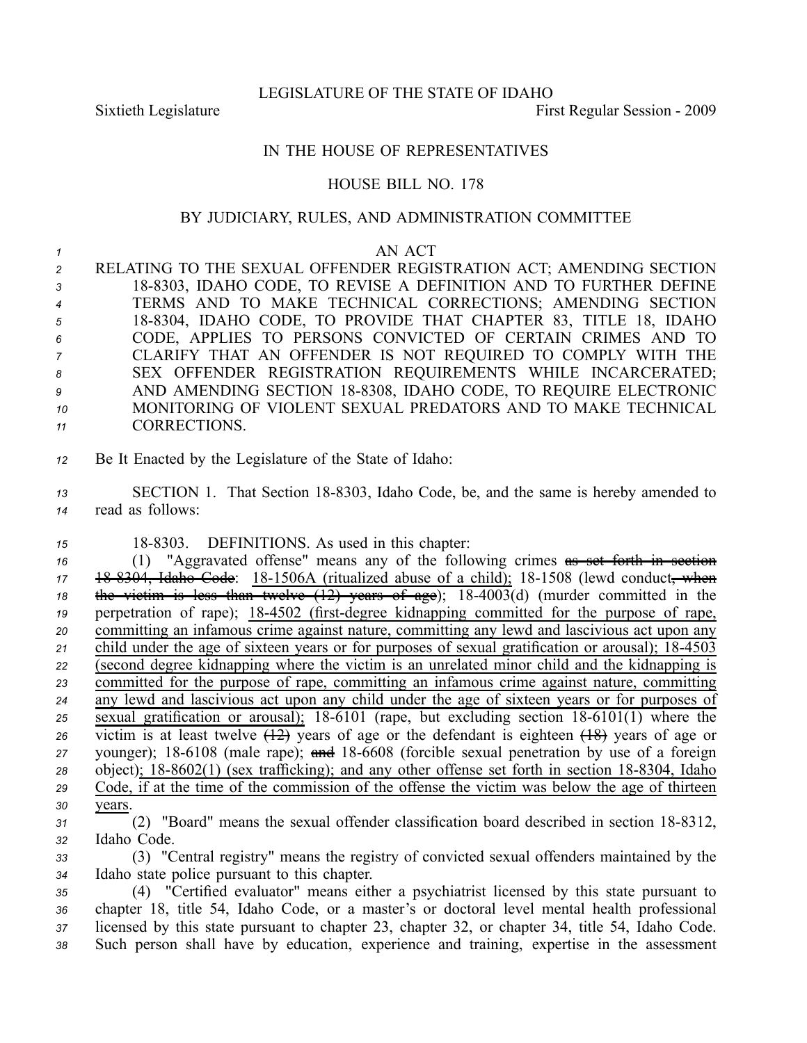LEGISLATURE OF THE STATE OF IDAHO

Sixtieth Legislature First Regular Session - 2009

IN THE HOUSE OF REPRESENTATIVES

HOUSE BILL NO. 178

BY JUDICIARY, RULES, AND ADMINISTRATION COMMITTEE

AN ACT

RELATING TO THE SEXUAL OFFENDER REGISTRATION ACT; AMENDING SECTION 18-8303, IDAHO CODE, TO REVISE A DEFINITION AND TO FURTHER DEFINE TERMS AND TO MAKE TECHNICAL CORRECTIONS; AMENDING SECTION 18-8304, IDAHO CODE, TO PROVIDE THAT CHAPTER 83, TITLE 18, IDAHO CODE, APPLIES TO PERSONS CONVICTED OF CERTAIN CRIMES AND TO CLARIFY THAT AN OFFENDER IS NOT REQUIRED TO COMPLY WITH THE SEX OFFENDER REGISTRATION REQUIREMENTS WHILE INCARCERATED; AND AMENDING SECTION 18-8308, IDAHO CODE, TO REQUIRE ELECTRONIC MONITORING OF VIOLENT SEXUAL PREDATORS AND TO MAKE TECHNICAL CORRECTIONS.

Be It Enacted by the Legislature of the State of Idaho:

SECTION 1. That Section 18-8303, Idaho Code, be, and the same is hereby amended to read as follows:

18-8303. DEFINITIONS. As used in this chapter:

(1) "Aggravated offense" means any of the following crimes ~~as set forth in section 18-8304, Idaho Code~~: <u>18-1506A (ritualized abuse of a child);</u> 18-1508 (lewd conduct~~, when the victim is less than twelve (12) years of age~~); 18-4003(d) (murder committed in the perpetration of rape); <u>18-4502 (first-degree kidnapping committed for the purpose of rape, committing an infamous crime against nature, committing any lewd and lascivious act upon any child under the age of sixteen years or for purposes of sexual gratification or arousal); 18-4503 (second degree kidnapping where the victim is an unrelated minor child and the kidnapping is committed for the purpose of rape, committing an infamous crime against nature, committing any lewd and lascivious act upon any child under the age of sixteen years or for purposes of sexual gratification or arousal);</u> 18-6101 (rape, but excluding section 18-6101(1) where the victim is at least twelve ~~(12)~~ years of age or the defendant is eighteen ~~(18)~~ years of age or younger); 18-6108 (male rape); ~~and~~ 18-6608 (forcible sexual penetration by use of a foreign object)<u>; 18-8602(1) (sex trafficking); and any other offense set forth in section 18-8304, Idaho Code, if at the time of the commission of the offense the victim was below the age of thirteen years</u>.

(2) "Board" means the sexual offender classification board described in section 18-8312, Idaho Code.

(3) "Central registry" means the registry of convicted sexual offenders maintained by the Idaho state police pursuant to this chapter.

(4) "Certified evaluator" means either a psychiatrist licensed by this state pursuant to chapter 18, title 54, Idaho Code, or a master's or doctoral level mental health professional licensed by this state pursuant to chapter 23, chapter 32, or chapter 34, title 54, Idaho Code. Such person shall have by education, experience and training, expertise in the assessment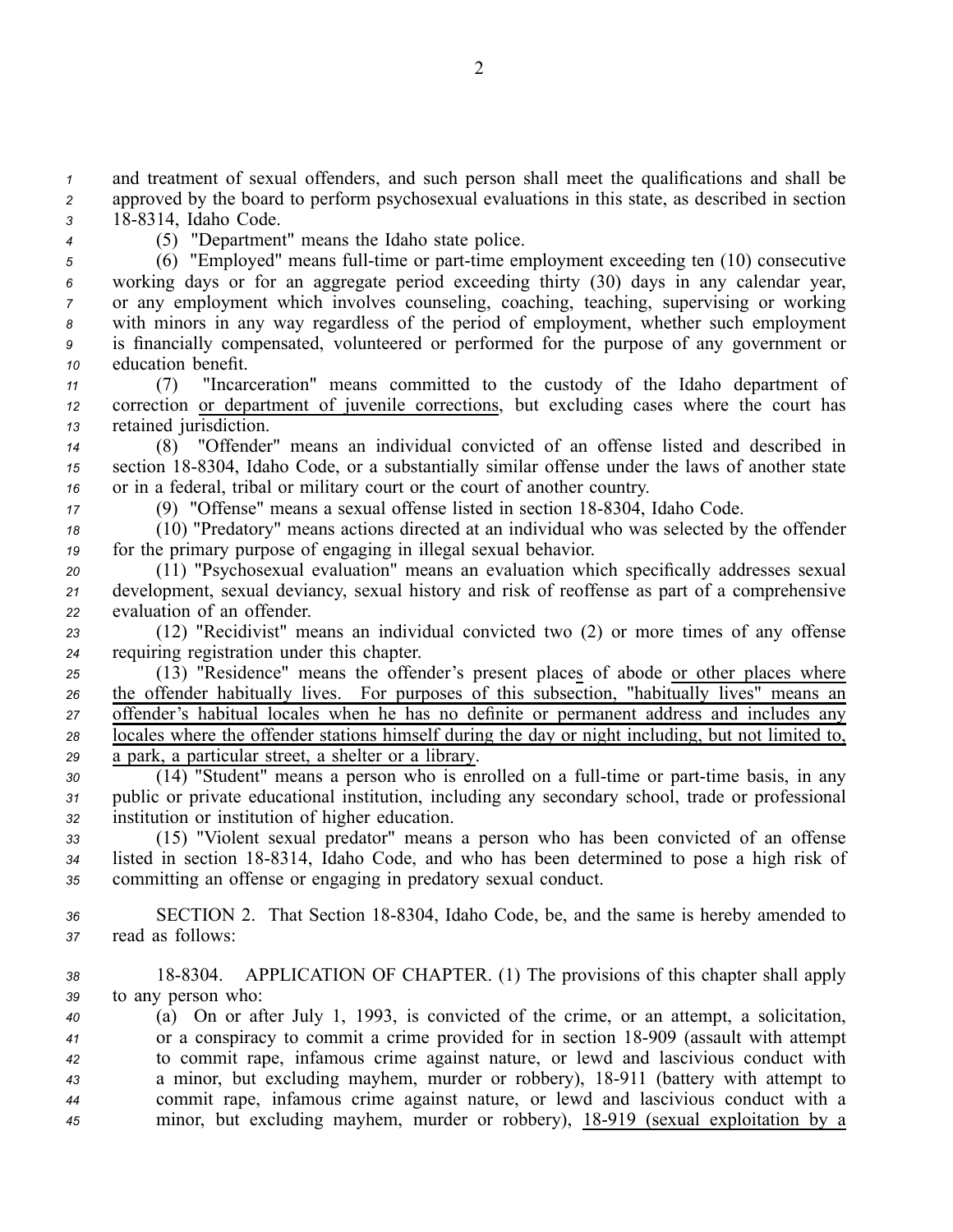and treatment of sexual offenders, and such person shall meet the qualifications and shall be approved by the board to perform psychosexual evaluations in this state, as described in section 18-8314, Idaho Code.

(5) "Department" means the Idaho state police.

(6) "Employed" means full-time or part-time employment exceeding ten (10) consecutive working days or for an aggregate period exceeding thirty (30) days in any calendar year, or any employment which involves counseling, coaching, teaching, supervising or working with minors in any way regardless of the period of employment, whether such employment is financially compensated, volunteered or performed for the purpose of any government or education benefit.

(7) "Incarceration" means committed to the custody of the Idaho department of correction or department of juvenile corrections, but excluding cases where the court has retained jurisdiction.

(8) "Offender" means an individual convicted of an offense listed and described in section 18-8304, Idaho Code, or a substantially similar offense under the laws of another state or in a federal, tribal or military court or the court of another country.

(9) "Offense" means a sexual offense listed in section 18-8304, Idaho Code.

(10) "Predatory" means actions directed at an individual who was selected by the offender for the primary purpose of engaging in illegal sexual behavior.

(11) "Psychosexual evaluation" means an evaluation which specifically addresses sexual development, sexual deviancy, sexual history and risk of reoffense as part of a comprehensive evaluation of an offender.

(12) "Recidivist" means an individual convicted two (2) or more times of any offense requiring registration under this chapter.

(13) "Residence" means the offender's present places of abode or other places where the offender habitually lives. For purposes of this subsection, "habitually lives" means an offender's habitual locales when he has no definite or permanent address and includes any locales where the offender stations himself during the day or night including, but not limited to, a park, a particular street, a shelter or a library.

(14) "Student" means a person who is enrolled on a full-time or part-time basis, in any public or private educational institution, including any secondary school, trade or professional institution or institution of higher education.

(15) "Violent sexual predator" means a person who has been convicted of an offense listed in section 18-8314, Idaho Code, and who has been determined to pose a high risk of committing an offense or engaging in predatory sexual conduct.

SECTION 2. That Section 18-8304, Idaho Code, be, and the same is hereby amended to read as follows:

18-8304. APPLICATION OF CHAPTER. (1) The provisions of this chapter shall apply to any person who:

(a) On or after July 1, 1993, is convicted of the crime, or an attempt, a solicitation, or a conspiracy to commit a crime provided for in section 18-909 (assault with attempt to commit rape, infamous crime against nature, or lewd and lascivious conduct with a minor, but excluding mayhem, murder or robbery), 18-911 (battery with attempt to commit rape, infamous crime against nature, or lewd and lascivious conduct with a minor, but excluding mayhem, murder or robbery), 18-919 (sexual exploitation by a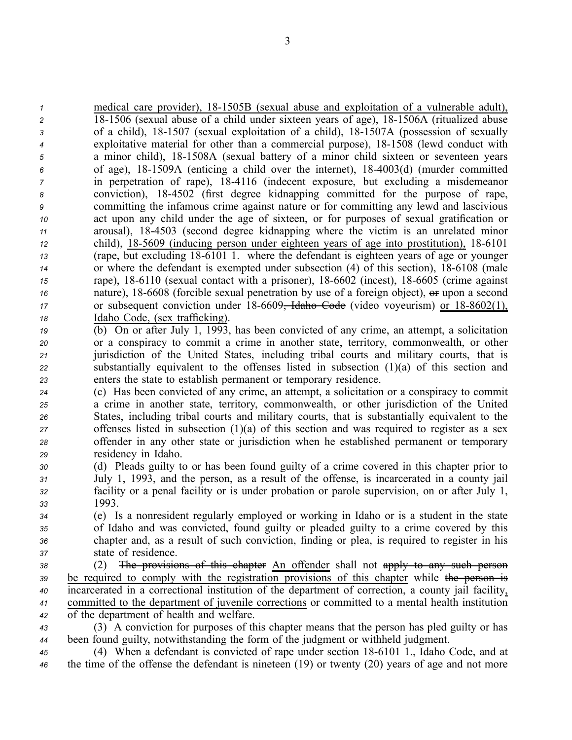medical care provider), 18-1505B (sexual abuse and exploitation of a vulnerable adult), 18-1506 (sexual abuse of a child under sixteen years of age), 18-1506A (ritualized abuse of a child), 18-1507 (sexual exploitation of a child), 18-1507A (possession of sexually exploitative material for other than a commercial purpose), 18-1508 (lewd conduct with a minor child), 18-1508A (sexual battery of a minor child sixteen or seventeen years of age), 18-1509A (enticing a child over the internet), 18-4003(d) (murder committed in perpetration of rape), 18-4116 (indecent exposure, but excluding a misdemeanor conviction), 18-4502 (first degree kidnapping committed for the purpose of rape, committing the infamous crime against nature or for committing any lewd and lascivious act upon any child under the age of sixteen, or for purposes of sexual gratification or arousal), 18-4503 (second degree kidnapping where the victim is an unrelated minor child), 18-5609 (inducing person under eighteen years of age into prostitution), 18-6101 (rape, but excluding 18-6101 1. where the defendant is eighteen years of age or younger or where the defendant is exempted under subsection (4) of this section), 18-6108 (male rape), 18-6110 (sexual contact with a prisoner), 18-6602 (incest), 18-6605 (crime against nature), 18-6608 (forcible sexual penetration by use of a foreign object), ~~or~~ upon a second or subsequent conviction under 18-6609~~, Idaho Code~~ (video voyeurism) or 18-8602(1), Idaho Code, (sex trafficking).

(b) On or after July 1, 1993, has been convicted of any crime, an attempt, a solicitation or a conspiracy to commit a crime in another state, territory, commonwealth, or other jurisdiction of the United States, including tribal courts and military courts, that is substantially equivalent to the offenses listed in subsection (1)(a) of this section and enters the state to establish permanent or temporary residence.

(c) Has been convicted of any crime, an attempt, a solicitation or a conspiracy to commit a crime in another state, territory, commonwealth, or other jurisdiction of the United States, including tribal courts and military courts, that is substantially equivalent to the offenses listed in subsection (1)(a) of this section and was required to register as a sex offender in any other state or jurisdiction when he established permanent or temporary residency in Idaho.

(d) Pleads guilty to or has been found guilty of a crime covered in this chapter prior to July 1, 1993, and the person, as a result of the offense, is incarcerated in a county jail facility or a penal facility or is under probation or parole supervision, on or after July 1, 1993.

(e) Is a nonresident regularly employed or working in Idaho or is a student in the state of Idaho and was convicted, found guilty or pleaded guilty to a crime covered by this chapter and, as a result of such conviction, finding or plea, is required to register in his state of residence.

(2) ~~The provisions of this chapter~~ An offender shall not ~~apply to any such person~~ be required to comply with the registration provisions of this chapter while ~~the person is~~ incarcerated in a correctional institution of the department of correction, a county jail facility, committed to the department of juvenile corrections or committed to a mental health institution of the department of health and welfare.

(3) A conviction for purposes of this chapter means that the person has pled guilty or has been found guilty, notwithstanding the form of the judgment or withheld judgment.

(4) When a defendant is convicted of rape under section 18-6101 1., Idaho Code, and at the time of the offense the defendant is nineteen (19) or twenty (20) years of age and not more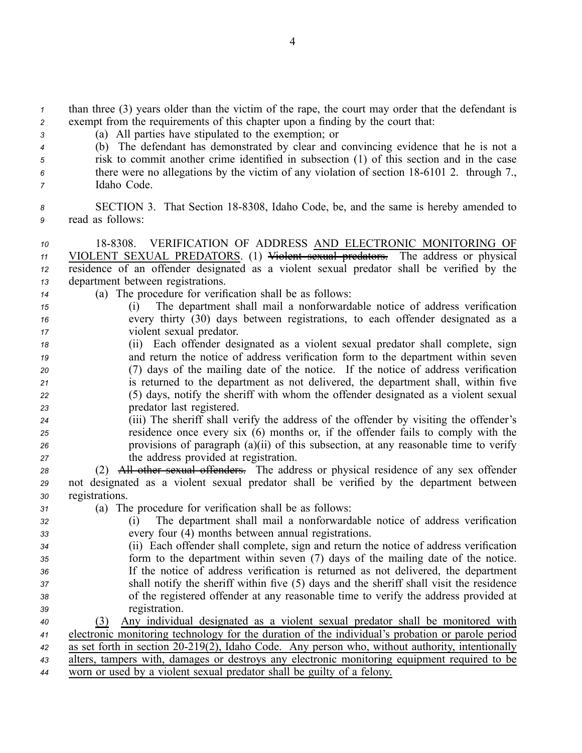than three (3) years older than the victim of the rape, the court may order that the defendant is exempt from the requirements of this chapter upon a finding by the court that:

(a) All parties have stipulated to the exemption; or

(b) The defendant has demonstrated by clear and convincing evidence that he is not a risk to commit another crime identified in subsection (1) of this section and in the case there were no allegations by the victim of any violation of section 18-6101 2. through 7., Idaho Code.

SECTION 3. That Section 18-8308, Idaho Code, be, and the same is hereby amended to read as follows:

18-8308. VERIFICATION OF ADDRESS <u>AND ELECTRONIC MONITORING OF VIOLENT SEXUAL PREDATORS</u>. (1) ~~Violent sexual predators.~~ The address or physical residence of an offender designated as a violent sexual predator shall be verified by the department between registrations.

(a) The procedure for verification shall be as follows:

(i) The department shall mail a nonforwardable notice of address verification every thirty (30) days between registrations, to each offender designated as a violent sexual predator.

(ii) Each offender designated as a violent sexual predator shall complete, sign and return the notice of address verification form to the department within seven (7) days of the mailing date of the notice. If the notice of address verification is returned to the department as not delivered, the department shall, within five (5) days, notify the sheriff with whom the offender designated as a violent sexual predator last registered.

(iii) The sheriff shall verify the address of the offender by visiting the offender's residence once every six (6) months or, if the offender fails to comply with the provisions of paragraph (a)(ii) of this subsection, at any reasonable time to verify the address provided at registration.

(2) ~~All other sexual offenders.~~ The address or physical residence of any sex offender not designated as a violent sexual predator shall be verified by the department between registrations.

(a) The procedure for verification shall be as follows:

(i) The department shall mail a nonforwardable notice of address verification every four (4) months between annual registrations.

(ii) Each offender shall complete, sign and return the notice of address verification form to the department within seven (7) days of the mailing date of the notice. If the notice of address verification is returned as not delivered, the department shall notify the sheriff within five (5) days and the sheriff shall visit the residence of the registered offender at any reasonable time to verify the address provided at registration.

<u>(3) Any individual designated as a violent sexual predator shall be monitored with electronic monitoring technology for the duration of the individual's probation or parole period as set forth in section 20-219(2), Idaho Code. Any person who, without authority, intentionally alters, tampers with, damages or destroys any electronic monitoring equipment required to be worn or used by a violent sexual predator shall be guilty of a felony.</u>